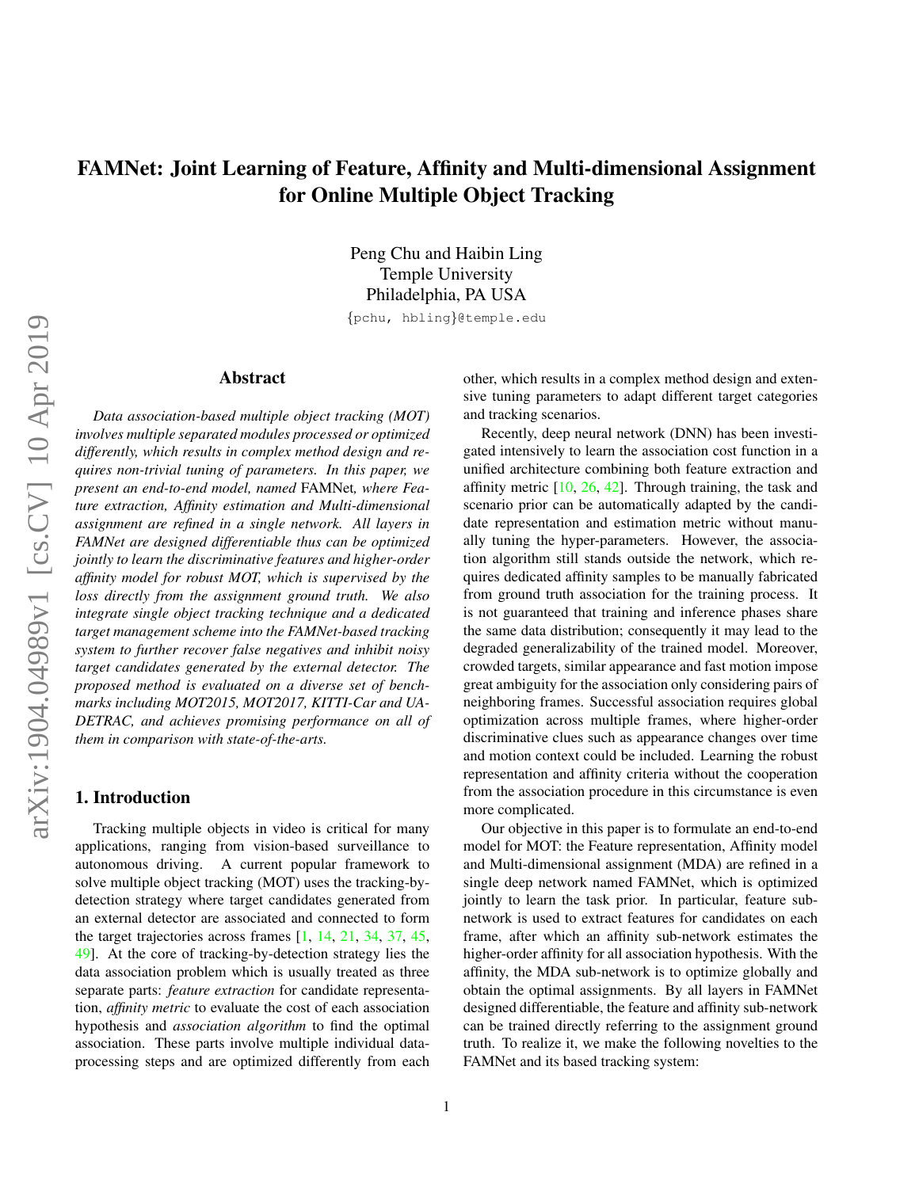# FAMNet: Joint Learning of Feature, Affinity and Multi-dimensional Assignment for Online Multiple Object Tracking

Peng Chu and Haibin Ling
Temple University
Philadelphia, PA USA

{pchu, hbling}@temple.edu

## Abstract

*Data association-based multiple object tracking (MOT) involves multiple separated modules processed or optimized differently, which results in complex method design and requires non-trivial tuning of parameters. In this paper, we present an end-to-end model, named* FAMNet*, where Feature extraction, Affinity estimation and Multi-dimensional assignment are refined in a single network. All layers in FAMNet are designed differentiable thus can be optimized jointly to learn the discriminative features and higher-order affinity model for robust MOT, which is supervised by the loss directly from the assignment ground truth. We also integrate single object tracking technique and a dedicated target management scheme into the FAMNet-based tracking system to further recover false negatives and inhibit noisy target candidates generated by the external detector. The proposed method is evaluated on a diverse set of benchmarks including MOT2015, MOT2017, KITTI-Car and UA-DETRAC, and achieves promising performance on all of them in comparison with state-of-the-arts.*

## 1. Introduction

Tracking multiple objects in video is critical for many applications, ranging from vision-based surveillance to autonomous driving. A current popular framework to solve multiple object tracking (MOT) uses the tracking-by-detection strategy where target candidates generated from an external detector are associated and connected to form the target trajectories across frames [1, 14, 21, 34, 37, 45, 49]. At the core of tracking-by-detection strategy lies the data association problem which is usually treated as three separate parts: *feature extraction* for candidate representation, *affinity metric* to evaluate the cost of each association hypothesis and *association algorithm* to find the optimal association. These parts involve multiple individual data-processing steps and are optimized differently from each other, which results in a complex method design and extensive tuning parameters to adapt different target categories and tracking scenarios.

Recently, deep neural network (DNN) has been investigated intensively to learn the association cost function in a unified architecture combining both feature extraction and affinity metric [10, 26, 42]. Through training, the task and scenario prior can be automatically adapted by the candidate representation and estimation metric without manually tuning the hyper-parameters. However, the association algorithm still stands outside the network, which requires dedicated affinity samples to be manually fabricated from ground truth association for the training process. It is not guaranteed that training and inference phases share the same data distribution; consequently it may lead to the degraded generalizability of the trained model. Moreover, crowded targets, similar appearance and fast motion impose great ambiguity for the association only considering pairs of neighboring frames. Successful association requires global optimization across multiple frames, where higher-order discriminative clues such as appearance changes over time and motion context could be included. Learning the robust representation and affinity criteria without the cooperation from the association procedure in this circumstance is even more complicated.

Our objective in this paper is to formulate an end-to-end model for MOT: the Feature representation, Affinity model and Multi-dimensional assignment (MDA) are refined in a single deep network named FAMNet, which is optimized jointly to learn the task prior. In particular, feature sub-network is used to extract features for candidates on each frame, after which an affinity sub-network estimates the higher-order affinity for all association hypothesis. With the affinity, the MDA sub-network is to optimize globally and obtain the optimal assignments. By all layers in FAMNet designed differentiable, the feature and affinity sub-network can be trained directly referring to the assignment ground truth. To realize it, we make the following novelties to the FAMNet and its based tracking system: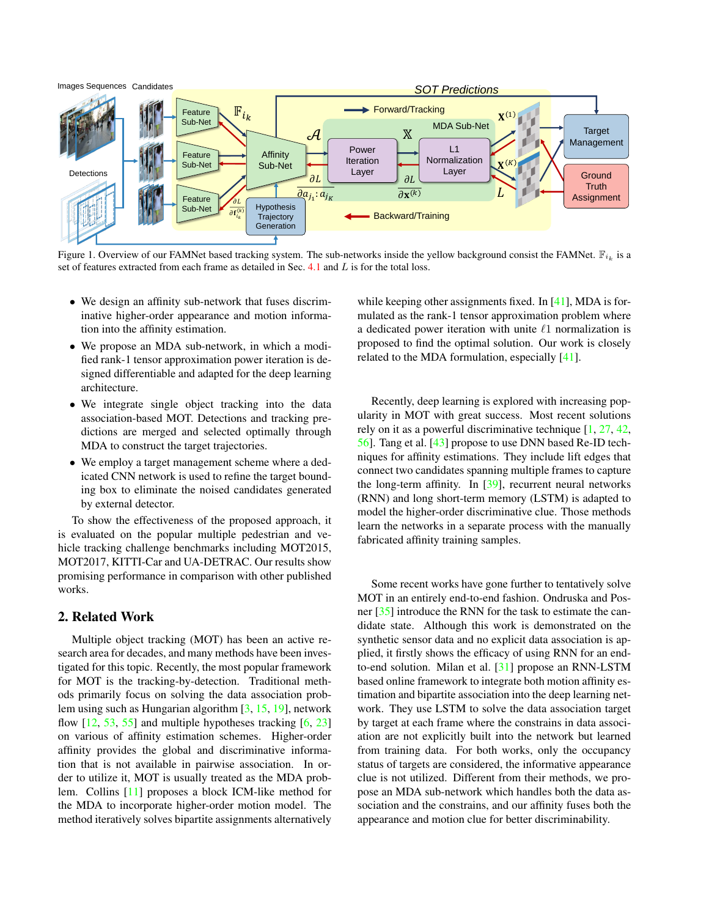Figure 1. Overview of our FAMNet based tracking system. The sub-networks inside the yellow background consist the FAMNet. $\mathbb{F}_{i_k}$ is a set of features extracted from each frame as detailed in Sec. 4.1 and $L$ is for the total loss.

- We design an affinity sub-network that fuses discriminative higher-order appearance and motion information into the affinity estimation.
- We propose an MDA sub-network, in which a modified rank-1 tensor approximation power iteration is designed differentiable and adapted for the deep learning architecture.
- We integrate single object tracking into the data association-based MOT. Detections and tracking predictions are merged and selected optimally through MDA to construct the target trajectories.
- We employ a target management scheme where a dedicated CNN network is used to refine the target bounding box to eliminate the noised candidates generated by external detector.

To show the effectiveness of the proposed approach, it is evaluated on the popular multiple pedestrian and vehicle tracking challenge benchmarks including MOT2015, MOT2017, KITTI-Car and UA-DETRAC. Our results show promising performance in comparison with other published works.

## 2. Related Work

Multiple object tracking (MOT) has been an active research area for decades, and many methods have been investigated for this topic. Recently, the most popular framework for MOT is the tracking-by-detection. Traditional methods primarily focus on solving the data association problem using such as Hungarian algorithm [3, 15, 19], network flow [12, 53, 55] and multiple hypotheses tracking [6, 23] on various of affinity estimation schemes. Higher-order affinity provides the global and discriminative information that is not available in pairwise association. In order to utilize it, MOT is usually treated as the MDA problem. Collins [11] proposes a block ICM-like method for the MDA to incorporate higher-order motion model. The method iteratively solves bipartite assignments alternatively while keeping other assignments fixed. In [41], MDA is formulated as the rank-1 tensor approximation problem where a dedicated power iteration with unite $\ell 1$ normalization is proposed to find the optimal solution. Our work is closely related to the MDA formulation, especially [41].

Recently, deep learning is explored with increasing popularity in MOT with great success. Most recent solutions rely on it as a powerful discriminative technique [1, 27, 42, 56]. Tang et al. [43] propose to use DNN based Re-ID techniques for affinity estimations. They include lift edges that connect two candidates spanning multiple frames to capture the long-term affinity. In [39], recurrent neural networks (RNN) and long short-term memory (LSTM) is adapted to model the higher-order discriminative clue. Those methods learn the networks in a separate process with the manually fabricated affinity training samples.

Some recent works have gone further to tentatively solve MOT in an entirely end-to-end fashion. Ondruska and Posner [35] introduce the RNN for the task to estimate the candidate state. Although this work is demonstrated on the synthetic sensor data and no explicit data association is applied, it firstly shows the efficacy of using RNN for an end-to-end solution. Milan et al. [31] propose an RNN-LSTM based online framework to integrate both motion affinity estimation and bipartite association into the deep learning network. They use LSTM to solve the data association target by target at each frame where the constrains in data association are not explicitly built into the network but learned from training data. For both works, only the occupancy status of targets are considered, the informative appearance clue is not utilized. Different from their methods, we propose an MDA sub-network which handles both the data association and the constrains, and our affinity fuses both the appearance and motion clue for better discriminability.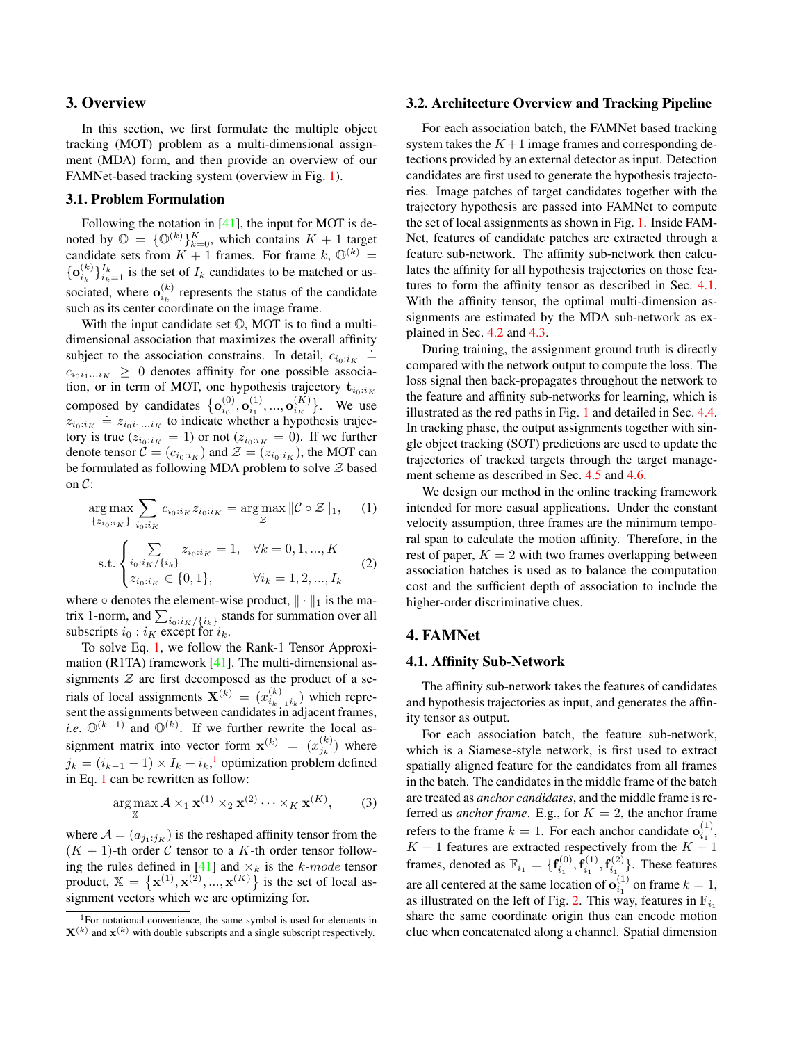## 3. Overview

In this section, we first formulate the multiple object tracking (MOT) problem as a multi-dimensional assignment (MDA) form, and then provide an overview of our FAMNet-based tracking system (overview in Fig. 1).

### 3.1. Problem Formulation

Following the notation in [41], the input for MOT is denoted by $\mathbb{O} = \{\mathbb{O}^{(k)}\}_{k=0}^{K}$, which contains $K+1$ target candidate sets from $K+1$ frames. For frame $k$, $\mathbb{O}^{(k)} = \{\mathbf{o}_{i_k}^{(k)}\}_{i_k=1}^{I_k}$ is the set of $I_k$ candidates to be matched or associated, where $\mathbf{o}_{i_k}^{(k)}$ represents the status of the candidate such as its center coordinate on the image frame.

With the input candidate set $\mathbb{O}$, MOT is to find a multi-dimensional association that maximizes the overall affinity subject to the association constrains. In detail, $c_{i_0:i_K} \doteq c_{i_0 i_1 \dots i_K} \geq 0$ denotes affinity for one possible association, or in term of MOT, one hypothesis trajectory $\mathbf{t}_{i_0:i_K}$ composed by candidates $\{\mathbf{o}_{i_0}^{(0)}, \mathbf{o}_{i_1}^{(1)}, \dots, \mathbf{o}_{i_K}^{(K)}\}$. We use $z_{i_0:i_K} \doteq z_{i_0 i_1 \dots i_K}$ to indicate whether a hypothesis trajectory is true ($z_{i_0:i_K} = 1$) or not ($z_{i_0:i_K} = 0$). If we further denote tensor $\mathcal{C} = (c_{i_0:i_K})$ and $\mathcal{Z} = (z_{i_0:i_K})$, the MOT can be formulated as following MDA problem to solve $\mathcal{Z}$ based on $\mathcal{C}$:

$$\arg\max_{\{z_{i_0:i_K}\}} \sum_{i_0:i_K} c_{i_0:i_K} z_{i_0:i_K} = \arg\max_{\mathcal{Z}} \|\mathcal{C} \circ \mathcal{Z}\|_1, \tag{1}$$

$$\text{s.t.} \begin{cases} \sum\limits_{i_0:i_K/\{i_k\}} z_{i_0:i_K} = 1, & \forall k = 0, 1, \dots, K \\ z_{i_0:i_K} \in \{0, 1\}, & \forall i_k = 1, 2, \dots, I_k \end{cases} \tag{2}$$

where $\circ$ denotes the element-wise product, $\|\cdot\|_1$ is the matrix 1-norm, and $\sum_{i_0:i_K/\{i_k\}}$ stands for summation over all subscripts $i_0 : i_K$ except for $i_k$.

To solve Eq. 1, we follow the Rank-1 Tensor Approximation (R1TA) framework [41]. The multi-dimensional assignments $\mathcal{Z}$ are first decomposed as the product of a serials of local assignments $\mathbf{X}^{(k)} = (x_{i_{k-1}i_k}^{(k)})$ which represent the assignments between candidates in adjacent frames, *i.e.* $\mathbb{O}^{(k-1)}$ and $\mathbb{O}^{(k)}$. If we further rewrite the local assignment matrix into vector form $\mathbf{x}^{(k)} = (x_{j_k}^{(k)})$ where $j_k = (i_{k-1} - 1) \times I_k + i_k$,[1] optimization problem defined in Eq. 1 can be rewritten as follow:

$$\arg\max_{\mathbb{X}} \mathcal{A} \times_1 \mathbf{x}^{(1)} \times_2 \mathbf{x}^{(2)} \cdots \times_K \mathbf{x}^{(K)}, \tag{3}$$

where $\mathcal{A} = (a_{j_1:j_K})$ is the reshaped affinity tensor from the $(K+1)$-th order $\mathcal{C}$ tensor to a $K$-th order tensor following the rules defined in [41] and $\times_k$ is the $k$-*mode* tensor product, $\mathbb{X} = \{\mathbf{x}^{(1)}, \mathbf{x}^{(2)}, \dots, \mathbf{x}^{(K)}\}$ is the set of local assignment vectors which we are optimizing for.

[1] For notational convenience, the same symbol is used for elements in $\mathbf{X}^{(k)}$ and $\mathbf{x}^{(k)}$ with double subscripts and a single subscript respectively.

### 3.2. Architecture Overview and Tracking Pipeline

For each association batch, the FAMNet based tracking system takes the $K+1$ image frames and corresponding detections provided by an external detector as input. Detection candidates are first used to generate the hypothesis trajectories. Image patches of target candidates together with the trajectory hypothesis are passed into FAMNet to compute the set of local assignments as shown in Fig. 1. Inside FAMNet, features of candidate patches are extracted through a feature sub-network. The affinity sub-network then calculates the affinity for all hypothesis trajectories on those features to form the affinity tensor as described in Sec. 4.1. With the affinity tensor, the optimal multi-dimension assignments are estimated by the MDA sub-network as explained in Sec. 4.2 and 4.3.

During training, the assignment ground truth is directly compared with the network output to compute the loss. The loss signal then back-propagates throughout the network to the feature and affinity sub-networks for learning, which is illustrated as the red paths in Fig. 1 and detailed in Sec. 4.4. In tracking phase, the output assignments together with single object tracking (SOT) predictions are used to update the trajectories of tracked targets through the target management scheme as described in Sec. 4.5 and 4.6.

We design our method in the online tracking framework intended for more casual applications. Under the constant velocity assumption, three frames are the minimum temporal span to calculate the motion affinity. Therefore, in the rest of paper, $K = 2$ with two frames overlapping between association batches is used as to balance the computation cost and the sufficient depth of association to include the higher-order discriminative clues.

## 4. FAMNet

### 4.1. Affinity Sub-Network

The affinity sub-network takes the features of candidates and hypothesis trajectories as input, and generates the affinity tensor as output.

For each association batch, the feature sub-network, which is a Siamese-style network, is first used to extract spatially aligned feature for the candidates from all frames in the batch. The candidates in the middle frame of the batch are treated as *anchor candidates*, and the middle frame is referred as *anchor frame*. E.g., for $K = 2$, the anchor frame refers to the frame $k = 1$. For each anchor candidate $\mathbf{o}_{i_1}^{(1)}$, $K+1$ features are extracted respectively from the $K+1$ frames, denoted as $\mathbb{F}_{i_1} = \{\mathbf{f}_{i_1}^{(0)}, \mathbf{f}_{i_1}^{(1)}, \mathbf{f}_{i_1}^{(2)}\}$. These features are all centered at the same location of $\mathbf{o}_{i_1}^{(1)}$ on frame $k = 1$, as illustrated on the left of Fig. 2. This way, features in $\mathbb{F}_{i_1}$ share the same coordinate origin thus can encode motion clue when concatenated along a channel. Spatial dimension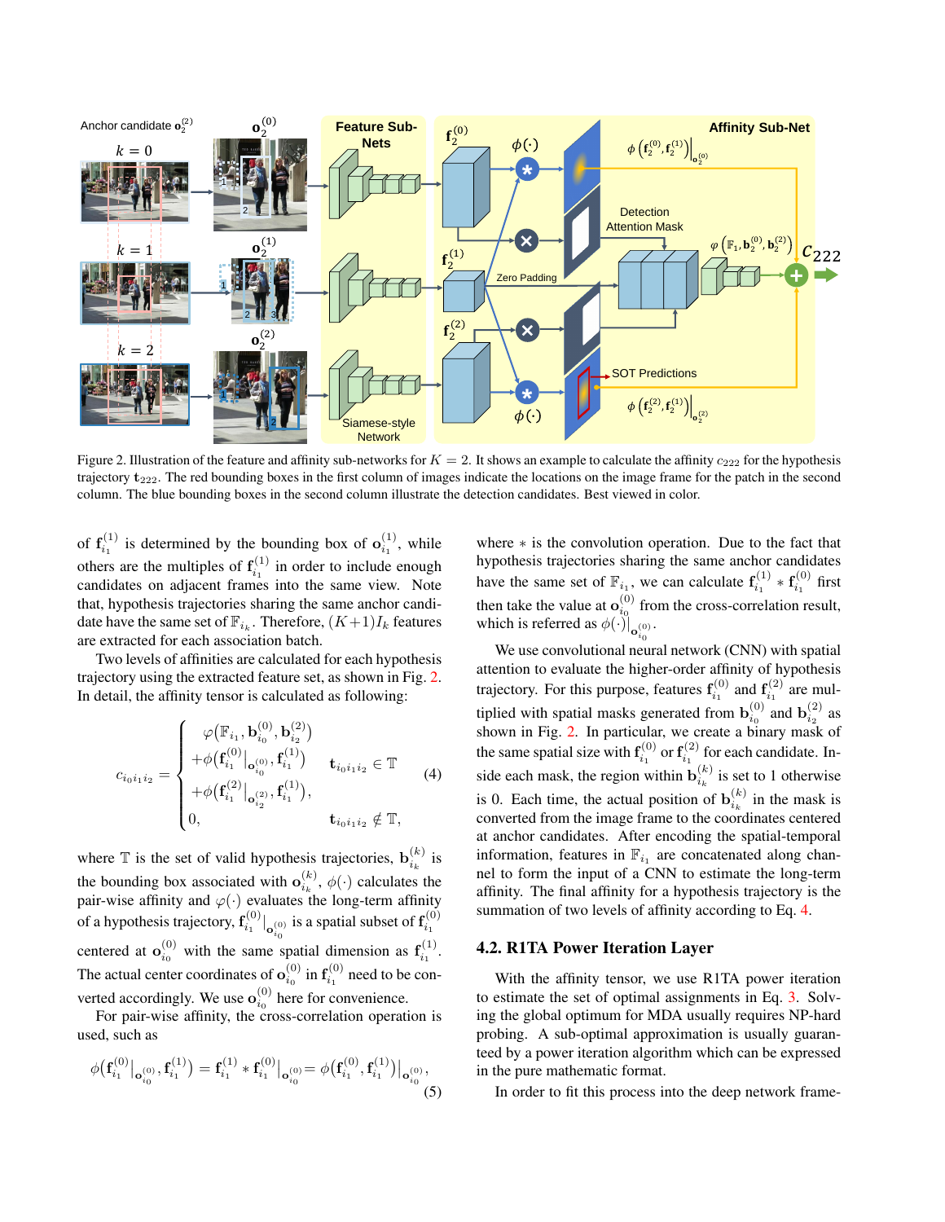Figure 2. Illustration of the feature and affinity sub-networks for $K = 2$. It shows an example to calculate the affinity $c_{222}$ for the hypothesis trajectory $\mathbf{t}_{222}$. The red bounding boxes in the first column of images indicate the locations on the image frame for the patch in the second column. The blue bounding boxes in the second column illustrate the detection candidates. Best viewed in color.

of $\mathbf{f}_{i_1}^{(1)}$ is determined by the bounding box of $\mathbf{o}_{i_1}^{(1)}$, while others are the multiples of $\mathbf{f}_{i_1}^{(1)}$ in order to include enough candidates on adjacent frames into the same view. Note that, hypothesis trajectories sharing the same anchor candidate have the same set of $\mathbb{F}_{i_k}$. Therefore, $(K+1)I_k$ features are extracted for each association batch.

Two levels of affinities are calculated for each hypothesis trajectory using the extracted feature set, as shown in Fig. 2. In detail, the affinity tensor is calculated as following:

$$
c_{i_0 i_1 i_2} = \begin{cases} \varphi\big(\mathbb{F}_{i_1}, \mathbf{b}_{i_0}^{(0)}, \mathbf{b}_{i_2}^{(2)}\big) & \\ +\phi\big(\mathbf{f}_{i_1}^{(0)}\big|_{\mathbf{o}_{i_0}^{(0)}}, \mathbf{f}_{i_1}^{(1)}\big) & \mathbf{t}_{i_0 i_1 i_2} \in \mathbb{T} \\ +\phi\big(\mathbf{f}_{i_1}^{(2)}\big|_{\mathbf{o}_{i_2}^{(2)}}, \mathbf{f}_{i_1}^{(1)}\big), & \\ 0, & \mathbf{t}_{i_0 i_1 i_2} \notin \mathbb{T}, \end{cases} \tag{4}
$$

where $\mathbb{T}$ is the set of valid hypothesis trajectories, $\mathbf{b}_{i_k}^{(k)}$ is the bounding box associated with $\mathbf{o}_{i_k}^{(k)}$, $\phi(\cdot)$ calculates the pair-wise affinity and $\varphi(\cdot)$ evaluates the long-term affinity of a hypothesis trajectory, $\mathbf{f}_{i_1}^{(0)}\big|_{\mathbf{o}_{i_0}^{(0)}}$ is a spatial subset of $\mathbf{f}_{i_1}^{(0)}$ centered at $\mathbf{o}_{i_0}^{(0)}$ with the same spatial dimension as $\mathbf{f}_{i_1}^{(1)}$. The actual center coordinates of $\mathbf{o}_{i_0}^{(0)}$ in $\mathbf{f}_{i_1}^{(0)}$ need to be converted accordingly. We use $\mathbf{o}_{i_0}^{(0)}$ here for convenience.

For pair-wise affinity, the cross-correlation operation is used, such as

$$
\phi\big(\mathbf{f}_{i_1}^{(0)}\big|_{\mathbf{o}_{i_0}^{(0)}}, \mathbf{f}_{i_1}^{(1)}\big) = \mathbf{f}_{i_1}^{(1)} * \mathbf{f}_{i_1}^{(0)}\big|_{\mathbf{o}_{i_0}^{(0)}} = \phi\big(\mathbf{f}_{i_1}^{(0)}, \mathbf{f}_{i_1}^{(1)}\big)\big|_{\mathbf{o}_{i_0}^{(0)}}, \tag{5}
$$

where $*$ is the convolution operation. Due to the fact that hypothesis trajectories sharing the same anchor candidates have the same set of $\mathbb{F}_{i_1}$, we can calculate $\mathbf{f}_{i_1}^{(1)} * \mathbf{f}_{i_1}^{(0)}$ first then take the value at $\mathbf{o}_{i_0}^{(0)}$ from the cross-correlation result, which is referred as $\phi(\cdot)\big|_{\mathbf{o}_{i_0}^{(0)}}$.

We use convolutional neural network (CNN) with spatial attention to evaluate the higher-order affinity of hypothesis trajectory. For this purpose, features $\mathbf{f}_{i_1}^{(0)}$ and $\mathbf{f}_{i_1}^{(2)}$ are multiplied with spatial masks generated from $\mathbf{b}_{i_0}^{(0)}$ and $\mathbf{b}_{i_2}^{(2)}$ as shown in Fig. 2. In particular, we create a binary mask of the same spatial size with $\mathbf{f}_{i_1}^{(0)}$ or $\mathbf{f}_{i_1}^{(2)}$ for each candidate. Inside each mask, the region within $\mathbf{b}_{i_k}^{(k)}$ is set to 1 otherwise is 0. Each time, the actual position of $\mathbf{b}_{i_k}^{(k)}$ in the mask is converted from the image frame to the coordinates centered at anchor candidates. After encoding the spatial-temporal information, features in $\mathbb{F}_{i_1}$ are concatenated along channel to form the input of a CNN to estimate the long-term affinity. The final affinity for a hypothesis trajectory is the summation of two levels of affinity according to Eq. 4.

### 4.2. R1TA Power Iteration Layer

With the affinity tensor, we use R1TA power iteration to estimate the set of optimal assignments in Eq. 3. Solving the global optimum for MDA usually requires NP-hard probing. A sub-optimal approximation is usually guaranteed by a power iteration algorithm which can be expressed in the pure mathematic format.

In order to fit this process into the deep network frame-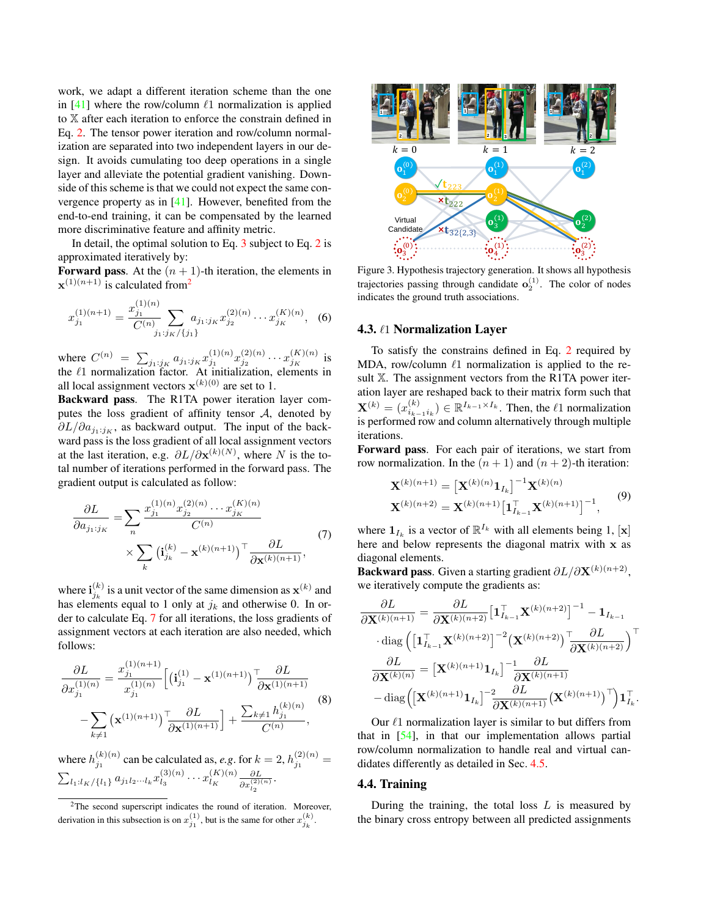work, we adapt a different iteration scheme than the one in [41] where the row/column $\ell 1$ normalization is applied to $\mathbb{X}$ after each iteration to enforce the constrain defined in Eq. 2. The tensor power iteration and row/column normalization are separated into two independent layers in our design. It avoids cumulating too deep operations in a single layer and alleviate the potential gradient vanishing. Downside of this scheme is that we could not expect the same convergence property as in [41]. However, benefited from the end-to-end training, it can be compensated by the learned more discriminative feature and affinity metric.

In detail, the optimal solution to Eq. 3 subject to Eq. 2 is approximated iteratively by:

**Forward pass**. At the $(n+1)$-th iteration, the elements in $\mathbf{x}^{(1)(n+1)}$ is calculated from[2]

$$x_{j_1}^{(1)(n+1)} = \frac{x_{j_1}^{(1)(n)}}{C^{(n)}} \sum_{j_{1:j_K}/\{j_1\}} a_{j_{1:j_K}} x_{j_2}^{(2)(n)} \cdots x_{j_K}^{(K)(n)}, \quad (6)$$

where $C^{(n)} = \sum_{j_{1:j_K}} a_{j_{1:j_K}} x_{j_1}^{(1)(n)} x_{j_2}^{(2)(n)} \cdots x_{j_K}^{(K)(n)}$ is the $\ell 1$ normalization factor. At initialization, elements in all local assignment vectors $\mathbf{x}^{(k)(0)}$ are set to 1.

**Backward pass**. The R1TA power iteration layer computes the loss gradient of affinity tensor $\mathcal{A}$, denoted by $\partial L / \partial a_{j_{1:j_K}}$, as backward output. The input of the backward pass is the loss gradient of all local assignment vectors at the last iteration, e.g. $\partial L / \partial \mathbf{x}^{(k)(N)}$, where $N$ is the total number of iterations performed in the forward pass. The gradient output is calculated as follow:

$$\frac{\partial L}{\partial a_{j_{1:j_K}}} = \sum_n \frac{x_{j_1}^{(1)(n)} x_{j_2}^{(2)(n)} \cdots x_{j_K}^{(K)(n)}}{C^{(n)}} \times \sum_k \left(\mathbf{i}_{j_k}^{(k)} - \mathbf{x}^{(k)(n+1)}\right)^\top \frac{\partial L}{\partial \mathbf{x}^{(k)(n+1)}}, \quad (7)$$

where $\mathbf{i}_{j_k}^{(k)}$ is a unit vector of the same dimension as $\mathbf{x}^{(k)}$ and has elements equal to 1 only at $j_k$ and otherwise 0. In order to calculate Eq. 7 for all iterations, the loss gradients of assignment vectors at each iteration are also needed, which follows:

$$\frac{\partial L}{\partial x_{j_1}^{(1)(n)}} = \frac{x_{j_1}^{(1)(n+1)}}{x_{j_1}^{(1)(n)}} \Bigg[ \left(\mathbf{i}_{j_1}^{(1)} - \mathbf{x}^{(1)(n+1)}\right)^\top \frac{\partial L}{\partial \mathbf{x}^{(1)(n+1)}} - \sum_{k \neq 1} \left(\mathbf{x}^{(1)(n+1)}\right)^\top \frac{\partial L}{\partial \mathbf{x}^{(1)(n+1)}} \Bigg] + \frac{\sum_{k \neq 1} h_{j_1}^{(k)(n)}}{C^{(n)}}, \quad (8)$$

where $h_{j_1}^{(k)(n)}$ can be calculated as, *e.g.* for $k=2$, $h_{j_1}^{(2)(n)} = \sum_{l_{1:l_K}/\{l_1\}} a_{j_1 l_2 \cdots l_k} x_{l_3}^{(3)(n)} \cdots x_{l_K}^{(K)(n)} \frac{\partial L}{\partial x_{l_2}^{(2)(n)}}$.

[2] The second superscript indicates the round of iteration. Moreover, derivation in this subsection is on $x_{j_1}^{(1)}$, but is the same for other $x_{j_k}^{(k)}$.

Figure 3. Hypothesis trajectory generation. It shows all hypothesis trajectories passing through candidate $\mathbf{o}_2^{(1)}$. The color of nodes indicates the ground truth associations.

### 4.3. $\ell 1$ Normalization Layer

To satisfy the constrains defined in Eq. 2 required by MDA, row/column $\ell 1$ normalization is applied to the result $\mathbb{X}$. The assignment vectors from the R1TA power iteration layer are reshaped back to their matrix form such that $\mathbf{X}^{(k)} = (x_{i_{k-1} i_k}^{(k)}) \in \mathbb{R}^{I_{k-1} \times I_k}$. Then, the $\ell 1$ normalization is performed row and column alternatively through multiple iterations.

**Forward pass**. For each pair of iterations, we start from row normalization. In the $(n+1)$ and $(n+2)$-th iteration:

$$\begin{aligned} \mathbf{X}^{(k)(n+1)} &= \left[\mathbf{X}^{(k)(n)} \mathbf{1}_{I_k}\right]^{-1} \mathbf{X}^{(k)(n)} \\ \mathbf{X}^{(k)(n+2)} &= \mathbf{X}^{(k)(n+1)} \left[\mathbf{1}_{I_{k-1}}^\top \mathbf{X}^{(k)(n+1)}\right]^{-1}, \end{aligned} \quad (9)$$

where $\mathbf{1}_{I_k}$ is a vector of $\mathbb{R}^{I_k}$ with all elements being 1, $[\mathbf{x}]$ here and below represents the diagonal matrix with $\mathbf{x}$ as diagonal elements.

**Backward pass**. Given a starting gradient $\partial L / \partial \mathbf{X}^{(k)(n+2)}$, we iteratively compute the gradients as:

$$\begin{aligned} \frac{\partial L}{\partial \mathbf{X}^{(k)(n+1)}} &= \frac{\partial L}{\partial \mathbf{X}^{(k)(n+2)}} \left[\mathbf{1}_{I_{k-1}}^\top \mathbf{X}^{(k)(n+2)}\right]^{-1} - \mathbf{1}_{I_{k-1}} \\ &\cdot \operatorname{diag}\left( \left[\mathbf{1}_{I_{k-1}}^\top \mathbf{X}^{(k)(n+2)}\right]^{-2} \left(\mathbf{X}^{(k)(n+2)}\right)^\top \frac{\partial L}{\partial \mathbf{X}^{(k)(n+2)}} \right)^\top \\ \frac{\partial L}{\partial \mathbf{X}^{(k)(n)}} &= \left[\mathbf{X}^{(k)(n+1)} \mathbf{1}_{I_k}\right]^{-1} \frac{\partial L}{\partial \mathbf{X}^{(k)(n+1)}} \\ &- \operatorname{diag}\left( \left[\mathbf{X}^{(k)(n+1)} \mathbf{1}_{I_k}\right]^{-2} \frac{\partial L}{\partial \mathbf{X}^{(k)(n+1)}} \left(\mathbf{X}^{(k)(n+1)}\right)^\top \right) \mathbf{1}_{I_k}^\top. \end{aligned}$$

Our $\ell 1$ normalization layer is similar to but differs from that in [54], in that our implementation allows partial row/column normalization to handle real and virtual candidates differently as detailed in Sec. 4.5.

### 4.4. Training

During the training, the total loss $L$ is measured by the binary cross entropy between all predicted assignments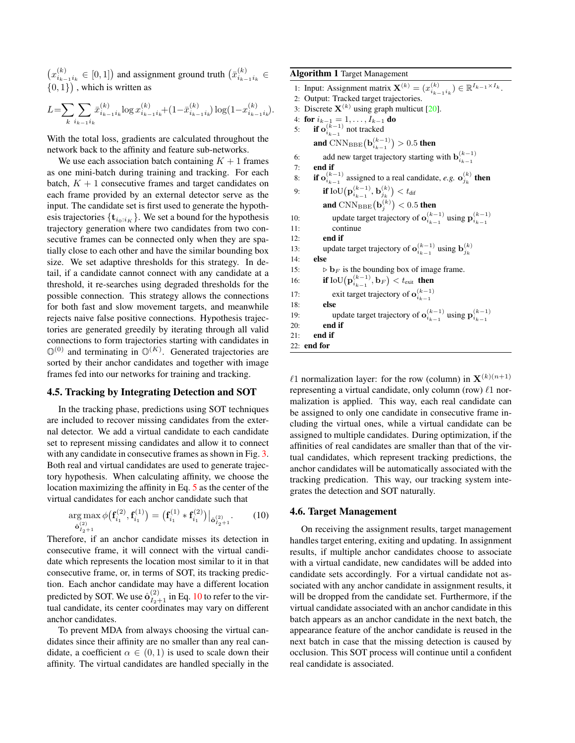$\left(x^{(k)}_{i_{k-1}i_k} \in [0,1]\right)$ and assignment ground truth $\left(\bar{x}^{(k)}_{i_{k-1}i_k} \in \{0,1\}\right)$ , which is written as

$$L = \sum_k \sum_{i_{k-1}i_k} \bar{x}^{(k)}_{i_{k-1}i_k} \log x^{(k)}_{i_{k-1}i_k} + (1 - \bar{x}^{(k)}_{i_{k-1}i_k}) \log(1 - x^{(k)}_{i_{k-1}i_k}).$$

With the total loss, gradients are calculated throughout the network back to the affinity and feature sub-networks.

We use each association batch containing $K+1$ frames as one mini-batch during training and tracking. For each batch, $K+1$ consecutive frames and target candidates on each frame provided by an external detector serve as the input. The candidate set is first used to generate the hypothesis trajectories $\{\mathbf{t}_{i_0:i_K}\}$. We set a bound for the hypothesis trajectory generation where two candidates from two consecutive frames can be connected only when they are spatially close to each other and have the similar bounding box size. We set adaptive thresholds for this strategy. In detail, if a candidate cannot connect with any candidate at a threshold, it re-searches using degraded thresholds for the possible connection. This strategy allows the connections for both fast and slow movement targets, and meanwhile rejects naive false positive connections. Hypothesis trajectories are generated greedily by iterating through all valid connections to form trajectories starting with candidates in $\mathbb{O}^{(0)}$ and terminating in $\mathbb{O}^{(K)}$. Generated trajectories are sorted by their anchor candidates and together with image frames fed into our networks for training and tracking.

### 4.5. Tracking by Integrating Detection and SOT

In the tracking phase, predictions using SOT techniques are included to recover missing candidates from the external detector. We add a virtual candidate to each candidate set to represent missing candidates and allow it to connect with any candidate in consecutive frames as shown in Fig. 3. Both real and virtual candidates are used to generate trajectory hypothesis. When calculating affinity, we choose the location maximizing the affinity in Eq. 5 as the center of the virtual candidates for each anchor candidate such that

$$\underset{\hat{\mathbf{o}}^{(2)}_{I_2+1}}{\arg\max}\, \phi\big(\mathbf{f}^{(2)}_{i_1}, \mathbf{f}^{(1)}_{i_1}\big) = \big(\mathbf{f}^{(1)}_{i_1} * \mathbf{f}^{(2)}_{i_1}\big)\big|_{\hat{\mathbf{o}}^{(2)}_{I_2+1}}. \tag{10}$$

Therefore, if an anchor candidate misses its detection in consecutive frame, it will connect with the virtual candidate which represents the location most similar to it in that consecutive frame, or, in terms of SOT, its tracking prediction. Each anchor candidate may have a different location predicted by SOT. We use $\hat{\mathbf{o}}^{(2)}_{I_2+1}$ in Eq. 10 to refer to the virtual candidate, its center coordinates may vary on different anchor candidates.

To prevent MDA from always choosing the virtual candidates since their affinity are no smaller than any real candidate, a coefficient $\alpha \in (0,1)$ is used to scale down their affinity. The virtual candidates are handled specially in the $\ell 1$ normalization layer: for the row (column) in $\mathbf{X}^{(k)(n+1)}$ representing a virtual candidate, only column (row) $\ell 1$ normalization is applied. This way, each real candidate can be assigned to only one candidate in consecutive frame including the virtual ones, while a virtual candidate can be assigned to multiple candidates. During optimization, if the affinities of real candidates are smaller than that of the virtual candidates, which represent tracking predictions, the anchor candidates will be automatically associated with the tracking predication. This way, our tracking system integrates the detection and SOT naturally.

**Algorithm 1** Target Management

```
1: Input: Assignment matrix X^(k) = (x^(k)_{i_{k-1} i_k}) ∈ R^{I_{k-1} × I_k}.
2: Output: Tracked target trajectories.
3: Discrete X^(k) using graph multicut [20].
4: for i_{k-1} = 1, ..., I_{k-1} do
5:     if o^(k-1)_{i_{k-1}} not tracked
       and CNN_BBE(b^(k-1)_{i_{k-1}}) > 0.5 then
6:         add new target trajectory starting with b^(k-1)_{i_{k-1}}
7:     end if
8:     if o^(k-1)_{i_{k-1}} assigned to a real candidate, e.g. o^(k)_{j_k} then
9:         if IoU(p^(k-1)_{i_{k-1}}, b^(k)_{j_k}) < t_dif
           and CNN_BBE(b^(k)_j) < 0.5 then
10:            update target trajectory of o^(k-1)_{i_{k-1}} using p^(k-1)_{i_{k-1}}
11:            continue
12:        end if
13:        update target trajectory of o^(k-1)_{i_{k-1}} using b^(k)_{j_k}
14:    else
15:        ▷ b_F is the bounding box of image frame.
16:        if IoU(p^(k-1)_{i_{k-1}}, b_F) < t_exit then
17:            exit target trajectory of o^(k-1)_{i_{k-1}}
18:        else
19:            update target trajectory of o^(k-1)_{i_{k-1}} using p^(k-1)_{i_{k-1}}
20:        end if
21:    end if
22: end for
```

### 4.6. Target Management

On receiving the assignment results, target management handles target entering, exiting and updating. In assignment results, if multiple anchor candidates choose to associate with a virtual candidate, new candidates will be added into candidate sets accordingly. For a virtual candidate not associated with any anchor candidate in assignment results, it will be dropped from the candidate set. Furthermore, if the virtual candidate associated with an anchor candidate in this batch appears as an anchor candidate in the next batch, the appearance feature of the anchor candidate is reused in the next batch in case that the missing detection is caused by occlusion. This SOT process will continue until a confident real candidate is associated.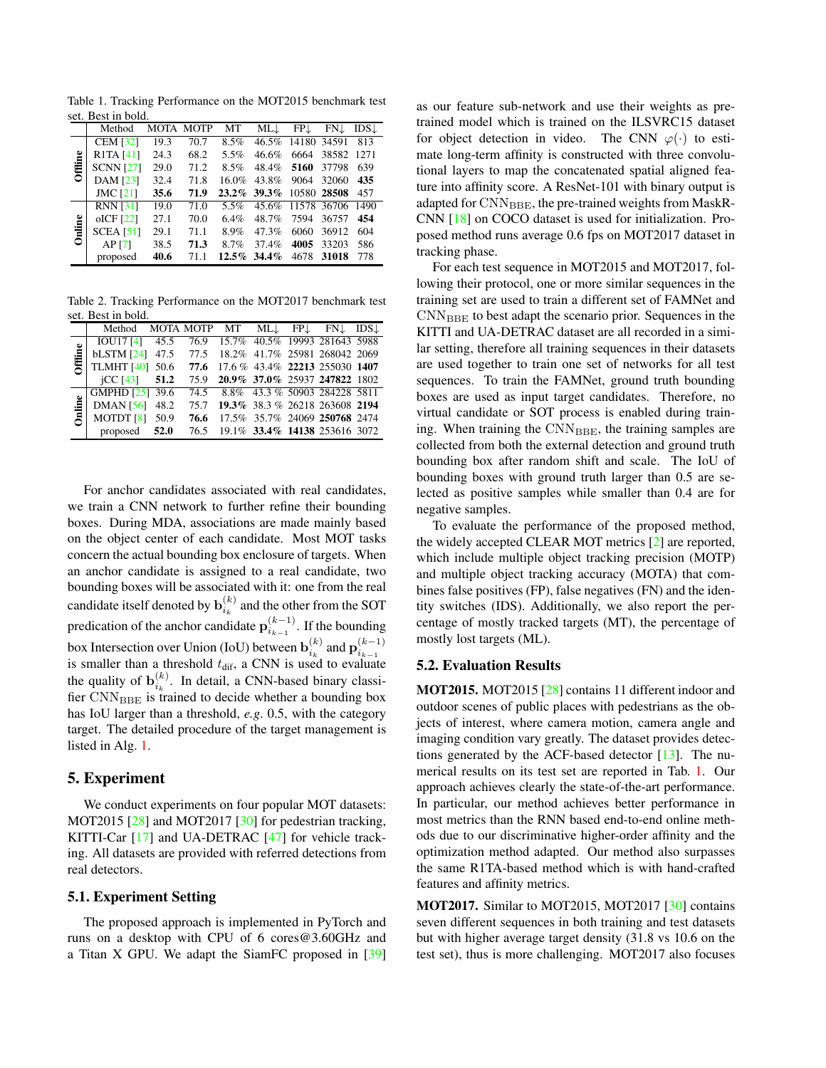Table 1. Tracking Performance on the MOT2015 benchmark test set. Best in bold.

| | Method | MOTA | MOTP | MT | ML↓ | FP↓ | FN↓ | IDS↓ |
|---|---|---|---|---|---|---|---|---|
| **Offline** | CEM [32] | 19.3 | 70.7 | 8.5% | 46.5% | 14180 | 34591 | 813 |
| | R1TA [41] | 24.3 | 68.2 | 5.5% | 46.6% | 6664 | 38582 | 1271 |
| | SCNN [27] | 29.0 | 71.2 | 8.5% | 48.4% | **5160** | 37798 | 639 |
| | DAM [23] | 32.4 | 71.8 | 16.0% | 43.8% | 9064 | 32060 | **435** |
| | JMC [21] | **35.6** | **71.9** | **23.2%** | **39.3%** | 10580 | **28508** | 457 |
| **Online** | RNN [31] | 19.0 | 71.0 | 5.5% | 45.6% | 11578 | 36706 | 1490 |
| | oICF [22] | 27.1 | 70.0 | 6.4% | 48.7% | 7594 | 36757 | **454** |
| | SCEA [51] | 29.1 | 71.1 | 8.9% | 47.3% | 6060 | 36912 | 604 |
| | AP [7] | 38.5 | **71.3** | 8.7% | 37.4% | **4005** | 33203 | 586 |
| | proposed | **40.6** | 71.1 | **12.5%** | **34.4%** | 4678 | **31018** | 778 |

Table 2. Tracking Performance on the MOT2017 benchmark test set. Best in bold.

| | Method | MOTA | MOTP | MT | ML↓ | FP↓ | FN↓ | IDS↓ |
|---|---|---|---|---|---|---|---|---|
| **Offline** | IOU17 [4] | 45.5 | 76.9 | 15.7% | 40.5% | 19993 | 281643 | 5988 |
| | bLSTM [24] | 47.5 | 77.5 | 18.2% | 41.7% | 25981 | 268042 | 2069 |
| | TLMHT [40] | 50.6 | **77.6** | 17.6 % | 43.4% | **22213** | 255030 | **1407** |
| | jCC [43] | **51.2** | 75.9 | **20.9%** | **37.0%** | 25937 | **247822** | 1802 |
| **Online** | GMPHD [25] | 39.6 | 74.5 | 8.8% | 43.3 % | 50903 | 284228 | 5811 |
| | DMAN [56] | 48.2 | 75.7 | **19.3%** | 38.3 % | 26218 | 263608 | **2194** |
| | MOTDT [8] | 50.9 | **76.6** | 17.5% | 35.7% | 24069 | **250768** | 2474 |
| | proposed | **52.0** | 76.5 | 19.1% | **33.4%** | **14138** | 253616 | 3072 |

For anchor candidates associated with real candidates, we train a CNN network to further refine their bounding boxes. During MDA, associations are made mainly based on the object center of each candidate. Most MOT tasks concern the actual bounding box enclosure of targets. When an anchor candidate is assigned to a real candidate, two bounding boxes will be associated with it: one from the real candidate itself denoted by $\mathbf{b}_{i_k}^{(k)}$ and the other from the SOT predication of the anchor candidate $\mathbf{p}_{i_{k-1}}^{(k-1)}$. If the bounding box Intersection over Union (IoU) between $\mathbf{b}_{i_k}^{(k)}$ and $\mathbf{p}_{i_{k-1}}^{(k-1)}$ is smaller than a threshold $t_{\text{dif}}$, a CNN is used to evaluate the quality of $\mathbf{b}_{i_k}^{(k)}$. In detail, a CNN-based binary classifier $\text{CNN}_{\text{BBE}}$ is trained to decide whether a bounding box has IoU larger than a threshold, *e.g.* 0.5, with the category target. The detailed procedure of the target management is listed in Alg. 1.

## 5. Experiment

We conduct experiments on four popular MOT datasets: MOT2015 [28] and MOT2017 [30] for pedestrian tracking, KITTI-Car [17] and UA-DETRAC [47] for vehicle tracking. All datasets are provided with referred detections from real detectors.

### 5.1. Experiment Setting

The proposed approach is implemented in PyTorch and runs on a desktop with CPU of 6 cores@3.60GHz and a Titan X GPU. We adapt the SiamFC proposed in [39] as our feature sub-network and use their weights as pre-trained model which is trained on the ILSVRC15 dataset for object detection in video. The CNN $\varphi(\cdot)$ to estimate long-term affinity is constructed with three convolutional layers to map the concatenated spatial aligned feature into affinity score. A ResNet-101 with binary output is adapted for $\text{CNN}_{\text{BBE}}$, the pre-trained weights from MaskR-CNN [18] on COCO dataset is used for initialization. Proposed method runs average 0.6 fps on MOT2017 dataset in tracking phase.

For each test sequence in MOT2015 and MOT2017, following their protocol, one or more similar sequences in the training set are used to train a different set of FAMNet and $\text{CNN}_{\text{BBE}}$ to best adapt the scenario prior. Sequences in the KITTI and UA-DETRAC dataset are all recorded in a similar setting, therefore all training sequences in their datasets are used together to train one set of networks for all test sequences. To train the FAMNet, ground truth bounding boxes are used as input target candidates. Therefore, no virtual candidate or SOT process is enabled during training. When training the $\text{CNN}_{\text{BBE}}$, the training samples are collected from both the external detection and ground truth bounding box after random shift and scale. The IoU of bounding boxes with ground truth larger than 0.5 are selected as positive samples while smaller than 0.4 are for negative samples.

To evaluate the performance of the proposed method, the widely accepted CLEAR MOT metrics [2] are reported, which include multiple object tracking precision (MOTP) and multiple object tracking accuracy (MOTA) that combines false positives (FP), false negatives (FN) and the identity switches (IDS). Additionally, we also report the percentage of mostly tracked targets (MT), the percentage of mostly lost targets (ML).

### 5.2. Evaluation Results

**MOT2015.** MOT2015 [28] contains 11 different indoor and outdoor scenes of public places with pedestrians as the objects of interest, where camera motion, camera angle and imaging condition vary greatly. The dataset provides detections generated by the ACF-based detector [13]. The numerical results on its test set are reported in Tab. 1. Our approach achieves clearly the state-of-the-art performance. In particular, our method achieves better performance in most metrics than the RNN based end-to-end online methods due to our discriminative higher-order affinity and the optimization method adapted. Our method also surpasses the same R1TA-based method which is with hand-crafted features and affinity metrics.

**MOT2017.** Similar to MOT2015, MOT2017 [30] contains seven different sequences in both training and test datasets but with higher average target density (31.8 vs 10.6 on the test set), thus is more challenging. MOT2017 also focuses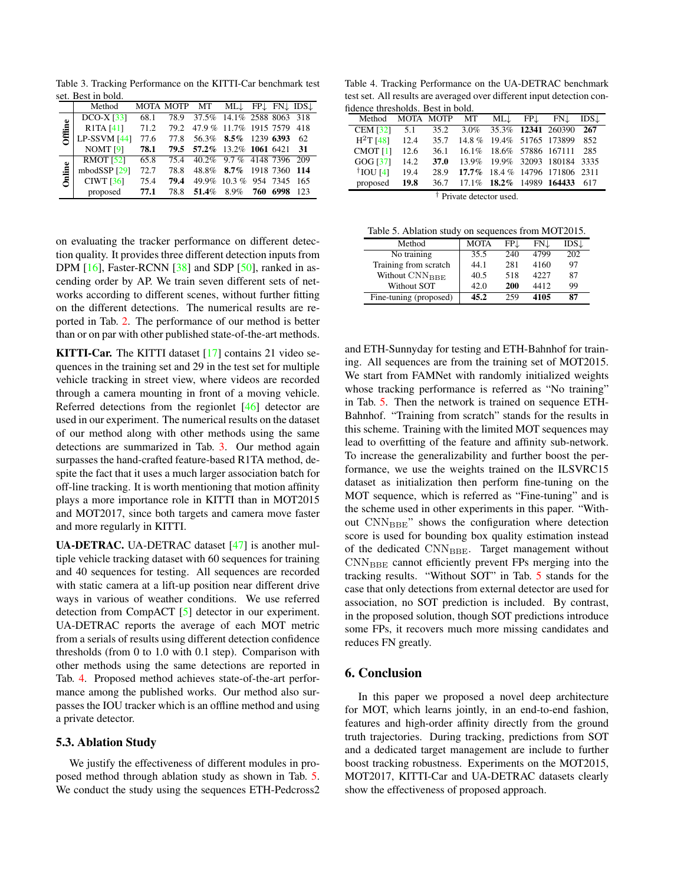Table 3. Tracking Performance on the KITTI-Car benchmark test set. Best in bold.

| | Method | MOTA | MOTP | MT | ML↓ | FP↓ | FN↓ | IDS↓ |
|---|---|---|---|---|---|---|---|---|
| Offline | DCO-X [33] | 68.1 | 78.9 | 37.5% | 14.1% | 2588 | 8063 | 318 |
| | R1TA [41] | 71.2 | 79.2 | 47.9 % | 11.7% | 1915 | 7579 | 418 |
| | LP-SSVM [44] | 77.6 | 77.8 | 56.3% | **8.5%** | 1239 | **6393** | 62 |
| | NOMT [9] | **78.1** | **79.5** | **57.2%** | 13.2% | **1061** | 6421 | **31** |
| Online | RMOT [52] | 65.8 | 75.4 | 40.2% | 9.7 % | 4148 | 7396 | 209 |
| | mbodSSP [29] | 72.7 | 78.8 | 48.8% | **8.7%** | 1918 | 7360 | **114** |
| | CIWT [36] | 75.4 | **79.4** | 49.9% | 10.3 % | 954 | 7345 | 165 |
| | proposed | **77.1** | 78.8 | **51.4%** | 8.9% | **760** | **6998** | 123 |

Table 4. Tracking Performance on the UA-DETRAC benchmark test set. All results are averaged over different input detection confidence thresholds. Best in bold.

| Method | MOTA | MOTP | MT | ML↓ | FP↓ | FN↓ | IDS↓ |
|---|---|---|---|---|---|---|---|
| CEM [32] | 5.1 | 35.2 | 3.0% | 35.3% | **12341** | 260390 | **267** |
| $H^2$T [48] | 12.4 | 35.7 | 14.8 % | 19.4% | 51765 | 173899 | 852 |
| CMOT [1] | 12.6 | 36.1 | 16.1% | 18.6% | 57886 | 167111 | 285 |
| GOG [37] | 14.2 | **37.0** | 13.9% | 19.9% | 32093 | 180184 | 3335 |
| †IOU [4] | 19.4 | 28.9 | **17.7%** | 18.4 % | 14796 | 171806 | 2311 |
| proposed | **19.8** | 36.7 | 17.1% | **18.2%** | 14989 | **164433** | 617 |

† Private detector used.

on evaluating the tracker performance on different detection quality. It provides three different detection inputs from DPM [16], Faster-RCNN [38] and SDP [50], ranked in ascending order by AP. We train seven different sets of networks according to different scenes, without further fitting on the different detections. The numerical results are reported in Tab. 2. The performance of our method is better than or on par with other published state-of-the-art methods.

**KITTI-Car.** The KITTI dataset [17] contains 21 video sequences in the training set and 29 in the test set for multiple vehicle tracking in street view, where videos are recorded through a camera mounting in front of a moving vehicle. Referred detections from the regionlet [46] detector are used in our experiment. The numerical results on the dataset of our method along with other methods using the same detections are summarized in Tab. 3. Our method again surpasses the hand-crafted feature-based R1TA method, despite the fact that it uses a much larger association batch for off-line tracking. It is worth mentioning that motion affinity plays a more importance role in KITTI than in MOT2015 and MOT2017, since both targets and camera move faster and more regularly in KITTI.

**UA-DETRAC.** UA-DETRAC dataset [47] is another multiple vehicle tracking dataset with 60 sequences for training and 40 sequences for testing. All sequences are recorded with static camera at a lift-up position near different drive ways in various of weather conditions. We use referred detection from CompACT [5] detector in our experiment. UA-DETRAC reports the average of each MOT metric from a serials of results using different detection confidence thresholds (from 0 to 1.0 with 0.1 step). Comparison with other methods using the same detections are reported in Tab. 4. Proposed method achieves state-of-the-art performance among the published works. Our method also surpasses the IOU tracker which is an offline method and using a private detector.

### 5.3. Ablation Study

We justify the effectiveness of different modules in proposed method through ablation study as shown in Tab. 5. We conduct the study using the sequences ETH-Pedcross2 and ETH-Sunnyday for testing and ETH-Bahnhof for training. All sequences are from the training set of MOT2015. We start from FAMNet with randomly initialized weights whose tracking performance is referred as "No training" in Tab. 5. Then the network is trained on sequence ETH-Bahnhof. "Training from scratch" stands for the results in this scheme. Training with the limited MOT sequences may lead to overfitting of the feature and affinity sub-network. To increase the generalizability and further boost the performance, we use the weights trained on the ILSVRC15 dataset as initialization then perform fine-tuning on the MOT sequence, which is referred as "Fine-tuning" and is the scheme used in other experiments in this paper. "Without $\mathrm{CNN_{BBE}}$" shows the configuration where detection score is used for bounding box quality estimation instead of the dedicated $\mathrm{CNN_{BBE}}$. Target management without $\mathrm{CNN_{BBE}}$ cannot efficiently prevent FPs merging into the tracking results. "Without SOT" in Tab. 5 stands for the case that only detections from external detector are used for association, no SOT prediction is included. By contrast, in the proposed solution, though SOT predictions introduce some FPs, it recovers much more missing candidates and reduces FN greatly.

Table 5. Ablation study on sequences from MOT2015.

| Method | MOTA | FP↓ | FN↓ | IDS↓ |
|---|---|---|---|---|
| No training | 35.5 | 240 | 4799 | 202 |
| Training from scratch | 44.1 | 281 | 4160 | 97 |
| Without $\mathrm{CNN_{BBE}}$ | 40.5 | 518 | 4227 | 87 |
| Without SOT | 42.0 | **200** | 4412 | 99 |
| Fine-tuning (proposed) | **45.2** | 259 | **4105** | **87** |

## 6. Conclusion

In this paper we proposed a novel deep architecture for MOT, which learns jointly, in an end-to-end fashion, features and high-order affinity directly from the ground truth trajectories. During tracking, predictions from SOT and a dedicated target management are include to further boost tracking robustness. Experiments on the MOT2015, MOT2017, KITTI-Car and UA-DETRAC datasets clearly show the effectiveness of proposed approach.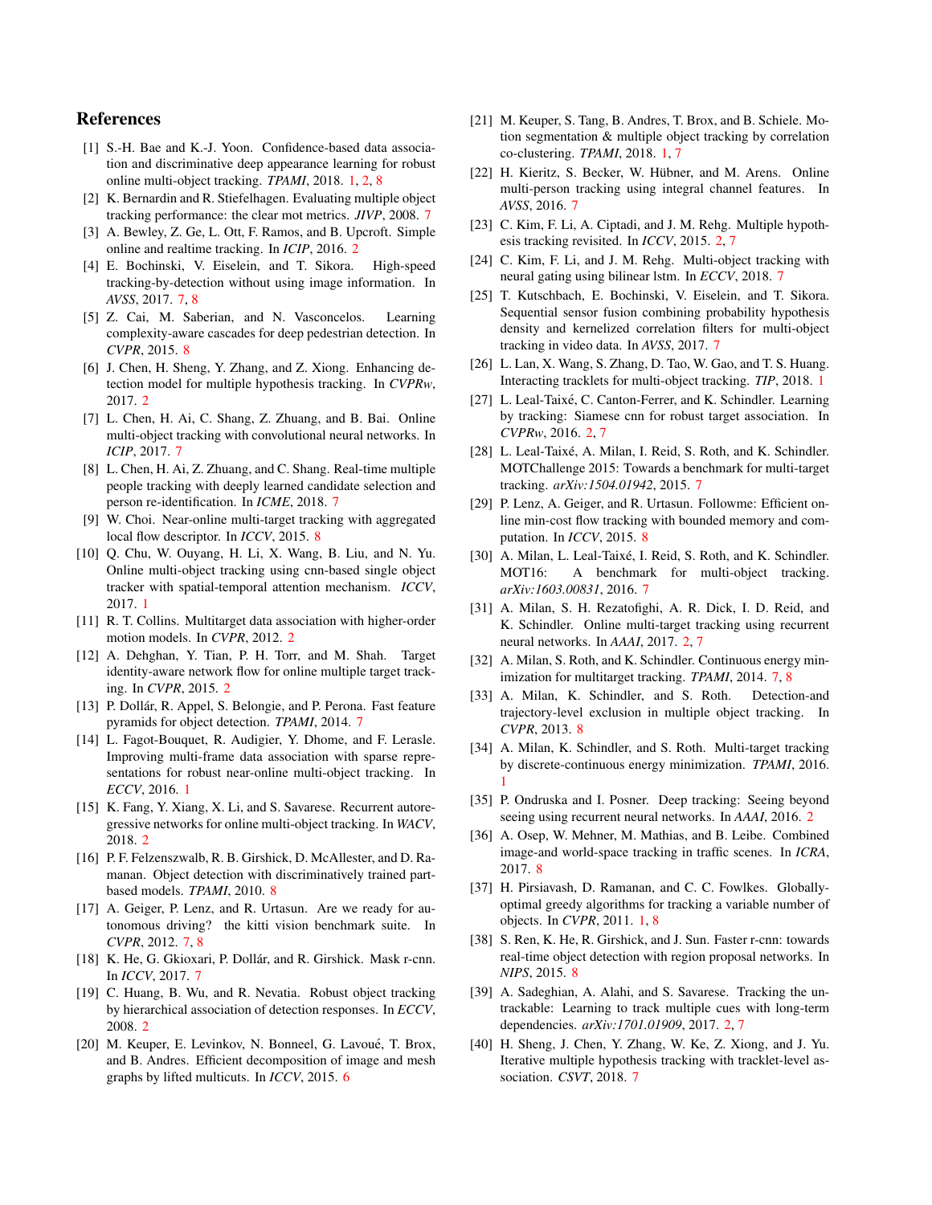## References

[1] S.-H. Bae and K.-J. Yoon. Confidence-based data association and discriminative deep appearance learning for robust online multi-object tracking. *TPAMI*, 2018. 1, 2, 8

[2] K. Bernardin and R. Stiefelhagen. Evaluating multiple object tracking performance: the clear mot metrics. *JIVP*, 2008. 7

[3] A. Bewley, Z. Ge, L. Ott, F. Ramos, and B. Upcroft. Simple online and realtime tracking. In *ICIP*, 2016. 2

[4] E. Bochinski, V. Eiselein, and T. Sikora. High-speed tracking-by-detection without using image information. In *AVSS*, 2017. 7, 8

[5] Z. Cai, M. Saberian, and N. Vasconcelos. Learning complexity-aware cascades for deep pedestrian detection. In *CVPR*, 2015. 8

[6] J. Chen, H. Sheng, Y. Zhang, and Z. Xiong. Enhancing detection model for multiple hypothesis tracking. In *CVPRw*, 2017. 2

[7] L. Chen, H. Ai, C. Shang, Z. Zhuang, and B. Bai. Online multi-object tracking with convolutional neural networks. In *ICIP*, 2017. 7

[8] L. Chen, H. Ai, Z. Zhuang, and C. Shang. Real-time multiple people tracking with deeply learned candidate selection and person re-identification. In *ICME*, 2018. 7

[9] W. Choi. Near-online multi-target tracking with aggregated local flow descriptor. In *ICCV*, 2015. 8

[10] Q. Chu, W. Ouyang, H. Li, X. Wang, B. Liu, and N. Yu. Online multi-object tracking using cnn-based single object tracker with spatial-temporal attention mechanism. *ICCV*, 2017. 1

[11] R. T. Collins. Multitarget data association with higher-order motion models. In *CVPR*, 2012. 2

[12] A. Dehghan, Y. Tian, P. H. Torr, and M. Shah. Target identity-aware network flow for online multiple target tracking. In *CVPR*, 2015. 2

[13] P. Dollár, R. Appel, S. Belongie, and P. Perona. Fast feature pyramids for object detection. *TPAMI*, 2014. 7

[14] L. Fagot-Bouquet, R. Audigier, Y. Dhome, and F. Lerasle. Improving multi-frame data association with sparse representations for robust near-online multi-object tracking. In *ECCV*, 2016. 1

[15] K. Fang, Y. Xiang, X. Li, and S. Savarese. Recurrent autoregressive networks for online multi-object tracking. In *WACV*, 2018. 2

[16] P. F. Felzenszwalb, R. B. Girshick, D. McAllester, and D. Ramanan. Object detection with discriminatively trained part-based models. *TPAMI*, 2010. 8

[17] A. Geiger, P. Lenz, and R. Urtasun. Are we ready for autonomous driving? the kitti vision benchmark suite. In *CVPR*, 2012. 7, 8

[18] K. He, G. Gkioxari, P. Dollár, and R. Girshick. Mask r-cnn. In *ICCV*, 2017. 7

[19] C. Huang, B. Wu, and R. Nevatia. Robust object tracking by hierarchical association of detection responses. In *ECCV*, 2008. 2

[20] M. Keuper, E. Levinkov, N. Bonneel, G. Lavoué, T. Brox, and B. Andres. Efficient decomposition of image and mesh graphs by lifted multicuts. In *ICCV*, 2015. 6

[21] M. Keuper, S. Tang, B. Andres, T. Brox, and B. Schiele. Motion segmentation & multiple object tracking by correlation co-clustering. *TPAMI*, 2018. 1, 7

[22] H. Kieritz, S. Becker, W. Hübner, and M. Arens. Online multi-person tracking using integral channel features. In *AVSS*, 2016. 7

[23] C. Kim, F. Li, A. Ciptadi, and J. M. Rehg. Multiple hypothesis tracking revisited. In *ICCV*, 2015. 2, 7

[24] C. Kim, F. Li, and J. M. Rehg. Multi-object tracking with neural gating using bilinear lstm. In *ECCV*, 2018. 7

[25] T. Kutschbach, E. Bochinski, V. Eiselein, and T. Sikora. Sequential sensor fusion combining probability hypothesis density and kernelized correlation filters for multi-object tracking in video data. In *AVSS*, 2017. 7

[26] L. Lan, X. Wang, S. Zhang, D. Tao, W. Gao, and T. S. Huang. Interacting tracklets for multi-object tracking. *TIP*, 2018. 1

[27] L. Leal-Taixé, C. Canton-Ferrer, and K. Schindler. Learning by tracking: Siamese cnn for robust target association. In *CVPRw*, 2016. 2, 7

[28] L. Leal-Taixé, A. Milan, I. Reid, S. Roth, and K. Schindler. MOTChallenge 2015: Towards a benchmark for multi-target tracking. *arXiv:1504.01942*, 2015. 7

[29] P. Lenz, A. Geiger, and R. Urtasun. Followme: Efficient online min-cost flow tracking with bounded memory and computation. In *ICCV*, 2015. 8

[30] A. Milan, L. Leal-Taixé, I. Reid, S. Roth, and K. Schindler. MOT16: A benchmark for multi-object tracking. *arXiv:1603.00831*, 2016. 7

[31] A. Milan, S. H. Rezatofighi, A. R. Dick, I. D. Reid, and K. Schindler. Online multi-target tracking using recurrent neural networks. In *AAAI*, 2017. 2, 7

[32] A. Milan, S. Roth, and K. Schindler. Continuous energy minimization for multitarget tracking. *TPAMI*, 2014. 7, 8

[33] A. Milan, K. Schindler, and S. Roth. Detection-and trajectory-level exclusion in multiple object tracking. In *CVPR*, 2013. 8

[34] A. Milan, K. Schindler, and S. Roth. Multi-target tracking by discrete-continuous energy minimization. *TPAMI*, 2016. 1

[35] P. Ondruska and I. Posner. Deep tracking: Seeing beyond seeing using recurrent neural networks. In *AAAI*, 2016. 2

[36] A. Osep, W. Mehner, M. Mathias, and B. Leibe. Combined image-and world-space tracking in traffic scenes. In *ICRA*, 2017. 8

[37] H. Pirsiavash, D. Ramanan, and C. C. Fowlkes. Globally-optimal greedy algorithms for tracking a variable number of objects. In *CVPR*, 2011. 1, 8

[38] S. Ren, K. He, R. Girshick, and J. Sun. Faster r-cnn: towards real-time object detection with region proposal networks. In *NIPS*, 2015. 8

[39] A. Sadeghian, A. Alahi, and S. Savarese. Tracking the untrackable: Learning to track multiple cues with long-term dependencies. *arXiv:1701.01909*, 2017. 2, 7

[40] H. Sheng, J. Chen, Y. Zhang, W. Ke, Z. Xiong, and J. Yu. Iterative multiple hypothesis tracking with tracklet-level association. *CSVT*, 2018. 7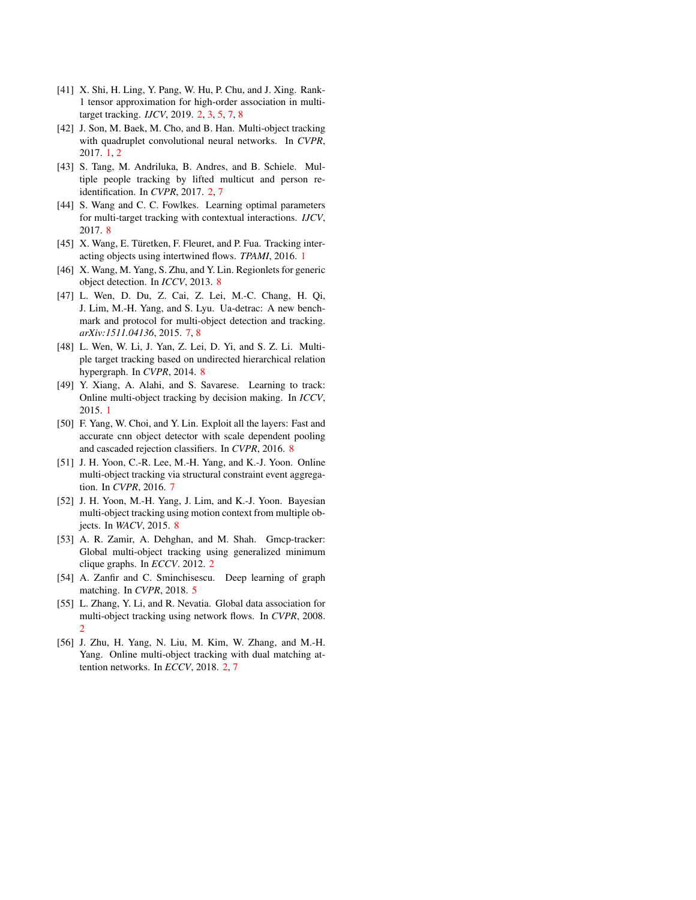[41] X. Shi, H. Ling, Y. Pang, W. Hu, P. Chu, and J. Xing. Rank-1 tensor approximation for high-order association in multi-target tracking. *IJCV*, 2019. 2, 3, 5, 7, 8

[42] J. Son, M. Baek, M. Cho, and B. Han. Multi-object tracking with quadruplet convolutional neural networks. In *CVPR*, 2017. 1, 2

[43] S. Tang, M. Andriluka, B. Andres, and B. Schiele. Multiple people tracking by lifted multicut and person re-identification. In *CVPR*, 2017. 2, 7

[44] S. Wang and C. C. Fowlkes. Learning optimal parameters for multi-target tracking with contextual interactions. *IJCV*, 2017. 8

[45] X. Wang, E. Türetken, F. Fleuret, and P. Fua. Tracking interacting objects using intertwined flows. *TPAMI*, 2016. 1

[46] X. Wang, M. Yang, S. Zhu, and Y. Lin. Regionlets for generic object detection. In *ICCV*, 2013. 8

[47] L. Wen, D. Du, Z. Cai, Z. Lei, M.-C. Chang, H. Qi, J. Lim, M.-H. Yang, and S. Lyu. Ua-detrac: A new benchmark and protocol for multi-object detection and tracking. *arXiv:1511.04136*, 2015. 7, 8

[48] L. Wen, W. Li, J. Yan, Z. Lei, D. Yi, and S. Z. Li. Multiple target tracking based on undirected hierarchical relation hypergraph. In *CVPR*, 2014. 8

[49] Y. Xiang, A. Alahi, and S. Savarese. Learning to track: Online multi-object tracking by decision making. In *ICCV*, 2015. 1

[50] F. Yang, W. Choi, and Y. Lin. Exploit all the layers: Fast and accurate cnn object detector with scale dependent pooling and cascaded rejection classifiers. In *CVPR*, 2016. 8

[51] J. H. Yoon, C.-R. Lee, M.-H. Yang, and K.-J. Yoon. Online multi-object tracking via structural constraint event aggregation. In *CVPR*, 2016. 7

[52] J. H. Yoon, M.-H. Yang, J. Lim, and K.-J. Yoon. Bayesian multi-object tracking using motion context from multiple objects. In *WACV*, 2015. 8

[53] A. R. Zamir, A. Dehghan, and M. Shah. Gmcp-tracker: Global multi-object tracking using generalized minimum clique graphs. In *ECCV*. 2012. 2

[54] A. Zanfir and C. Sminchisescu. Deep learning of graph matching. In *CVPR*, 2018. 5

[55] L. Zhang, Y. Li, and R. Nevatia. Global data association for multi-object tracking using network flows. In *CVPR*, 2008. 2

[56] J. Zhu, H. Yang, N. Liu, M. Kim, W. Zhang, and M.-H. Yang. Online multi-object tracking with dual matching attention networks. In *ECCV*, 2018. 2, 7